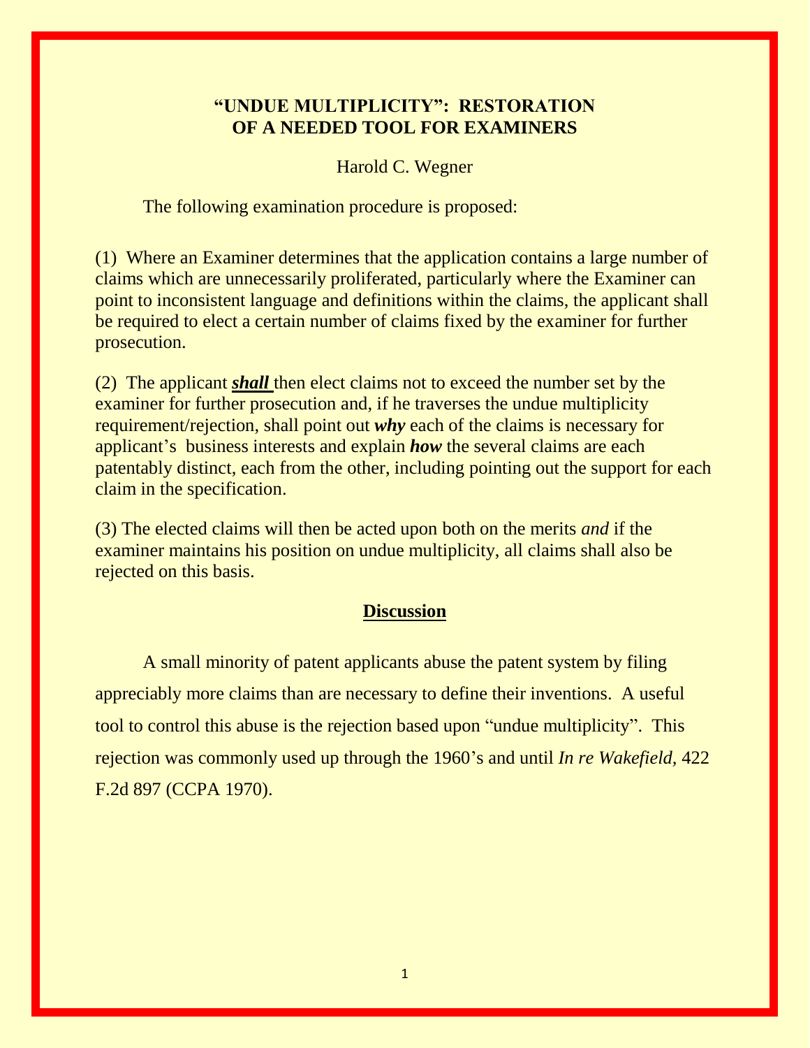# "UNDUE MULTIPLICITY": RESTORATION OF A NEEDED TOOL FOR EXAMINERS

Harold C. Wegner

The following examination procedure is proposed:

(1) Where an Examiner determines that the application contains a large number of claims which are unnecessarily proliferated, particularly where the Examiner can point to inconsistent language and definitions within the claims, the applicant shall be required to elect a certain number of claims fixed by the examiner for further prosecution.

(2) The applicant ***shall*** then elect claims not to exceed the number set by the examiner for further prosecution and, if he traverses the undue multiplicity requirement/rejection, shall point out ***why*** each of the claims is necessary for applicant's business interests and explain ***how*** the several claims are each patentably distinct, each from the other, including pointing out the support for each claim in the specification.

(3) The elected claims will then be acted upon both on the merits *and* if the examiner maintains his position on undue multiplicity, all claims shall also be rejected on this basis.

## Discussion

A small minority of patent applicants abuse the patent system by filing appreciably more claims than are necessary to define their inventions. A useful tool to control this abuse is the rejection based upon "undue multiplicity". This rejection was commonly used up through the 1960's and until *In re Wakefield*, 422 F.2d 897 (CCPA 1970).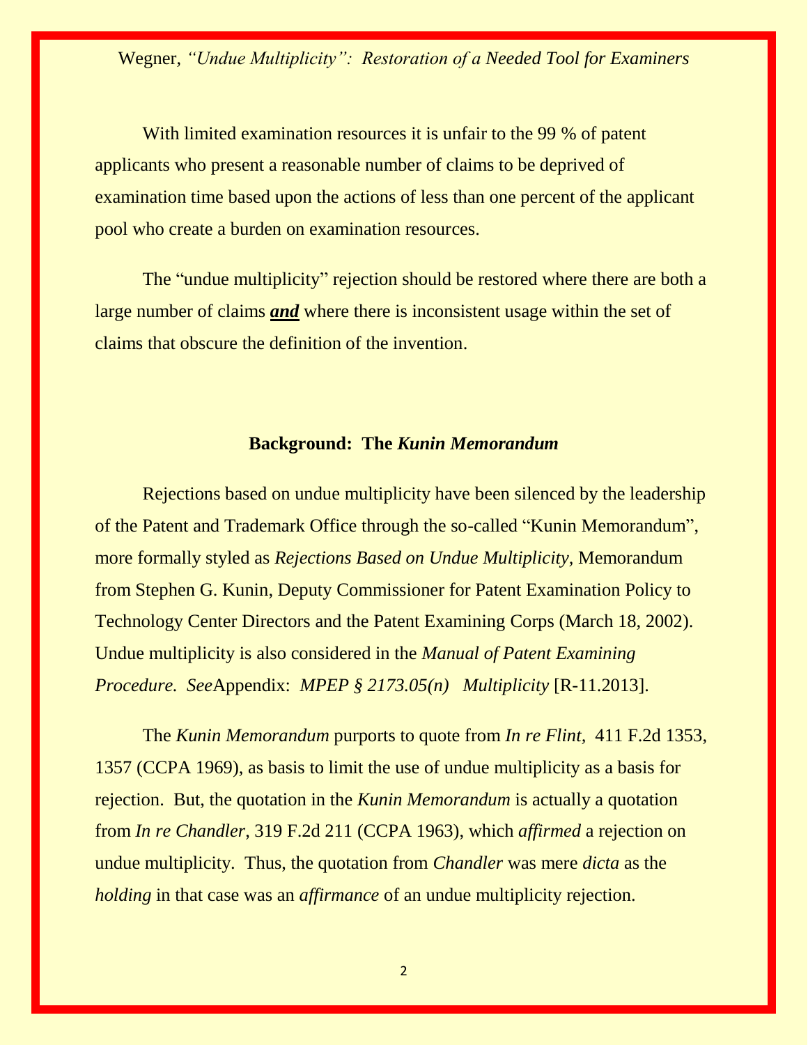With limited examination resources it is unfair to the 99 % of patent applicants who present a reasonable number of claims to be deprived of examination time based upon the actions of less than one percent of the applicant pool who create a burden on examination resources.

The "undue multiplicity" rejection should be restored where there are both a large number of claims ***and*** where there is inconsistent usage within the set of claims that obscure the definition of the invention.

### Background: The *Kunin Memorandum*

Rejections based on undue multiplicity have been silenced by the leadership of the Patent and Trademark Office through the so-called "Kunin Memorandum", more formally styled as *Rejections Based on Undue Multiplicity*, Memorandum from Stephen G. Kunin, Deputy Commissioner for Patent Examination Policy to Technology Center Directors and the Patent Examining Corps (March 18, 2002). Undue multiplicity is also considered in the *Manual of Patent Examining Procedure. See*Appendix: *MPEP § 2173.05(n) Multiplicity* [R-11.2013].

The *Kunin Memorandum* purports to quote from *In re Flint,* 411 F.2d 1353, 1357 (CCPA 1969), as basis to limit the use of undue multiplicity as a basis for rejection. But, the quotation in the *Kunin Memorandum* is actually a quotation from *In re Chandler*, 319 F.2d 211 (CCPA 1963), which *affirmed* a rejection on undue multiplicity. Thus, the quotation from *Chandler* was mere *dicta* as the *holding* in that case was an *affirmance* of an undue multiplicity rejection.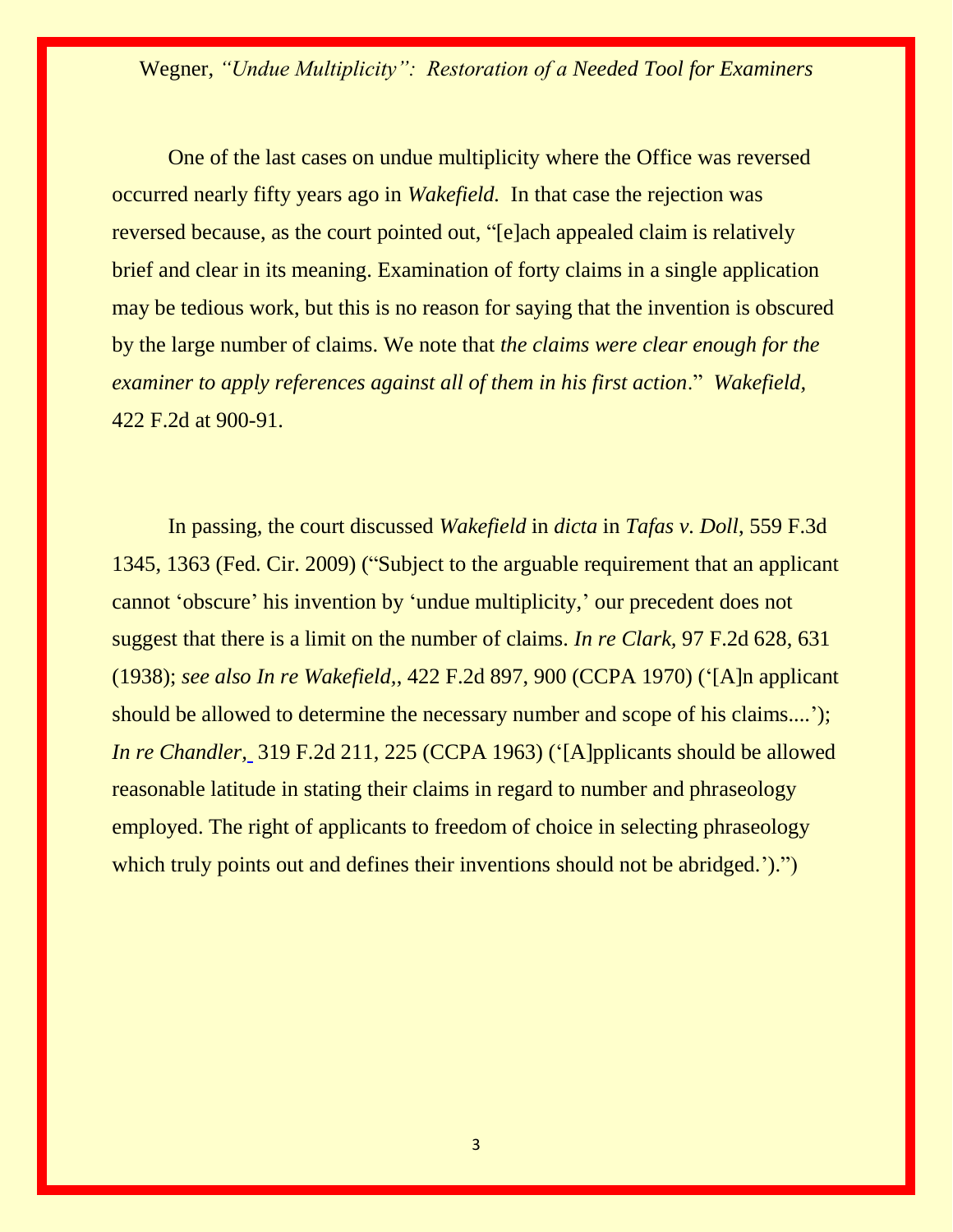One of the last cases on undue multiplicity where the Office was reversed occurred nearly fifty years ago in *Wakefield*. In that case the rejection was reversed because, as the court pointed out, "[e]ach appealed claim is relatively brief and clear in its meaning. Examination of forty claims in a single application may be tedious work, but this is no reason for saying that the invention is obscured by the large number of claims. We note that *the claims were clear enough for the examiner to apply references against all of them in his first action*." *Wakefield,* 422 F.2d at 900-91.

In passing, the court discussed *Wakefield* in *dicta* in *Tafas v. Doll*, 559 F.3d 1345, 1363 (Fed. Cir. 2009) ("Subject to the arguable requirement that an applicant cannot 'obscure' his invention by 'undue multiplicity,' our precedent does not suggest that there is a limit on the number of claims. *In re Clark,* 97 F.2d 628, 631 (1938); *see also In re Wakefield,*, 422 F.2d 897, 900 (CCPA 1970) ('[A]n applicant should be allowed to determine the necessary number and scope of his claims....'); *In re Chandler,* 319 F.2d 211, 225 (CCPA 1963) ('[A]pplicants should be allowed reasonable latitude in stating their claims in regard to number and phraseology employed. The right of applicants to freedom of choice in selecting phraseology which truly points out and defines their inventions should not be abridged.').")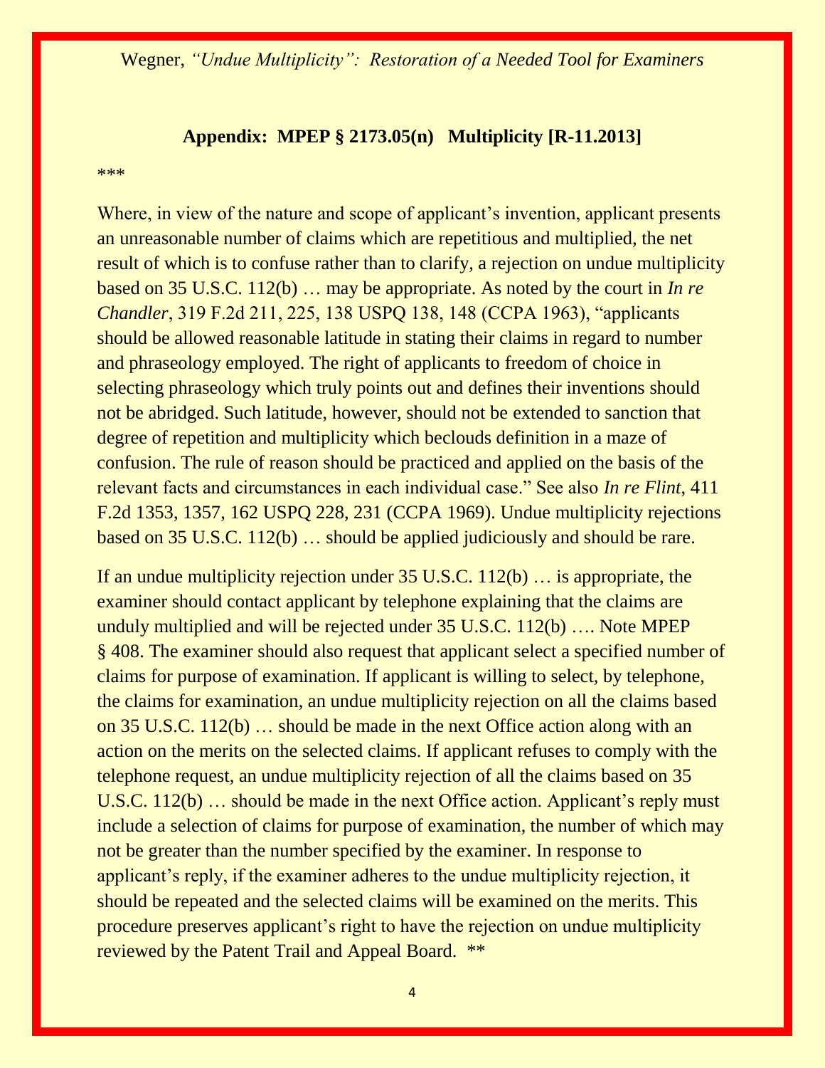## Appendix: MPEP § 2173.05(n) Multiplicity [R-11.2013]

***

Where, in view of the nature and scope of applicant's invention, applicant presents an unreasonable number of claims which are repetitious and multiplied, the net result of which is to confuse rather than to clarify, a rejection on undue multiplicity based on 35 U.S.C. 112(b) … may be appropriate. As noted by the court in *In re Chandler*, 319 F.2d 211, 225, 138 USPQ 138, 148 (CCPA 1963), "applicants should be allowed reasonable latitude in stating their claims in regard to number and phraseology employed. The right of applicants to freedom of choice in selecting phraseology which truly points out and defines their inventions should not be abridged. Such latitude, however, should not be extended to sanction that degree of repetition and multiplicity which beclouds definition in a maze of confusion. The rule of reason should be practiced and applied on the basis of the relevant facts and circumstances in each individual case." See also *In re Flint*, 411 F.2d 1353, 1357, 162 USPQ 228, 231 (CCPA 1969). Undue multiplicity rejections based on 35 U.S.C. 112(b) … should be applied judiciously and should be rare.

If an undue multiplicity rejection under 35 U.S.C. 112(b) … is appropriate, the examiner should contact applicant by telephone explaining that the claims are unduly multiplied and will be rejected under 35 U.S.C. 112(b) …. Note MPEP § 408. The examiner should also request that applicant select a specified number of claims for purpose of examination. If applicant is willing to select, by telephone, the claims for examination, an undue multiplicity rejection on all the claims based on 35 U.S.C. 112(b) … should be made in the next Office action along with an action on the merits on the selected claims. If applicant refuses to comply with the telephone request, an undue multiplicity rejection of all the claims based on 35 U.S.C. 112(b) … should be made in the next Office action. Applicant's reply must include a selection of claims for purpose of examination, the number of which may not be greater than the number specified by the examiner. In response to applicant's reply, if the examiner adheres to the undue multiplicity rejection, it should be repeated and the selected claims will be examined on the merits. This procedure preserves applicant's right to have the rejection on undue multiplicity reviewed by the Patent Trail and Appeal Board. **